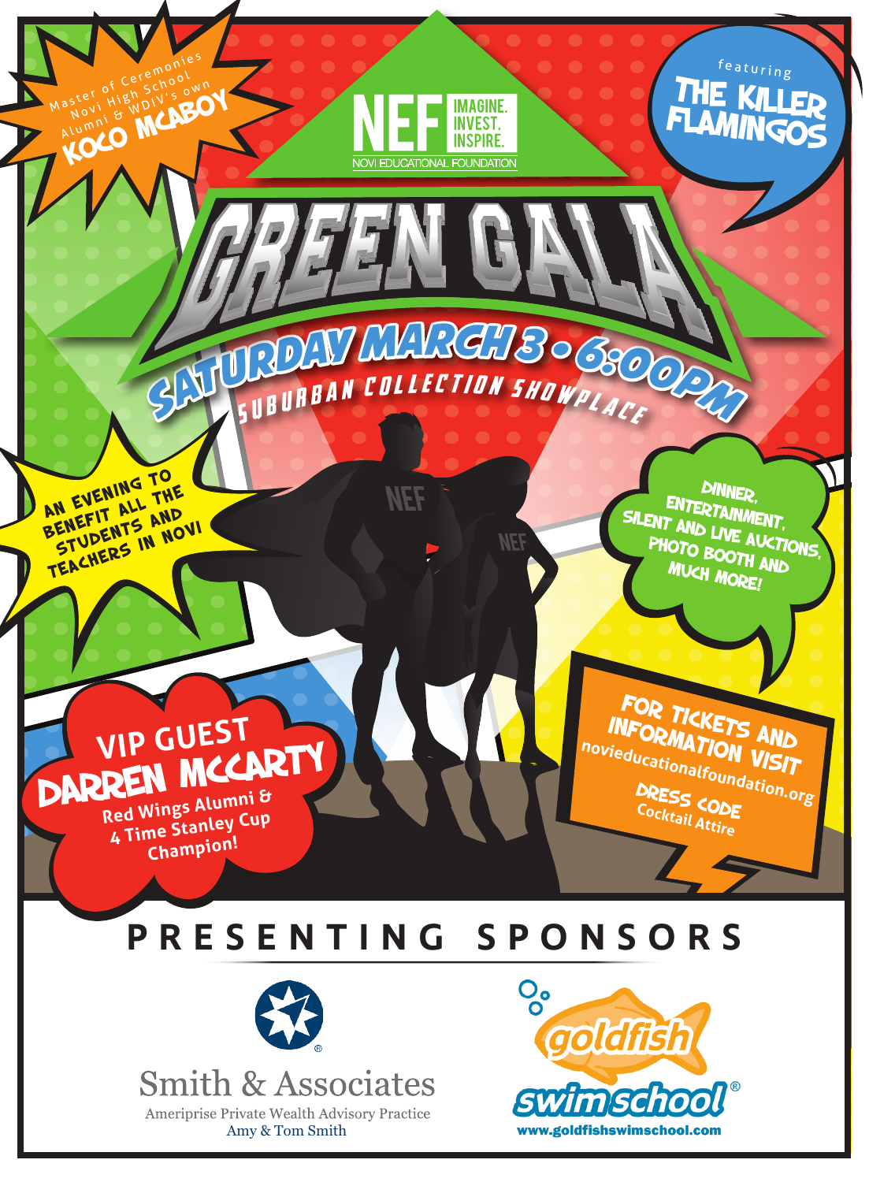Master of Ceremonies
Novi High School
Alumni & WDIV's own
**KOCO MCABOY**

**NEF** IMAGINE. INVEST. INSPIRE.
NOVI EDUCATIONAL FOUNDATION

featuring
**THE KILLER FLAMINGOS**

# GREEN GALA

## SATURDAY MARCH 3 • 6:00PM

SUBURBAN COLLECTION SHOWPLACE

AN EVENING TO BENEFIT ALL THE STUDENTS AND TEACHERS IN NOVI

DINNER, ENTERTAINMENT, SILENT AND LIVE AUCTIONS, PHOTO BOOTH AND MUCH MORE!

VIP GUEST
**DARREN MCCARTY**
Red Wings Alumni &
4 Time Stanley Cup
Champion!

FOR TICKETS AND INFORMATION VISIT
novieducationalfoundation.org

DRESS CODE
Cocktail Attire

## PRESENTING SPONSORS

Smith & Associates
Ameriprise Private Wealth Advisory Practice
Amy & Tom Smith

goldfish swim school®
www.goldfishswimschool.com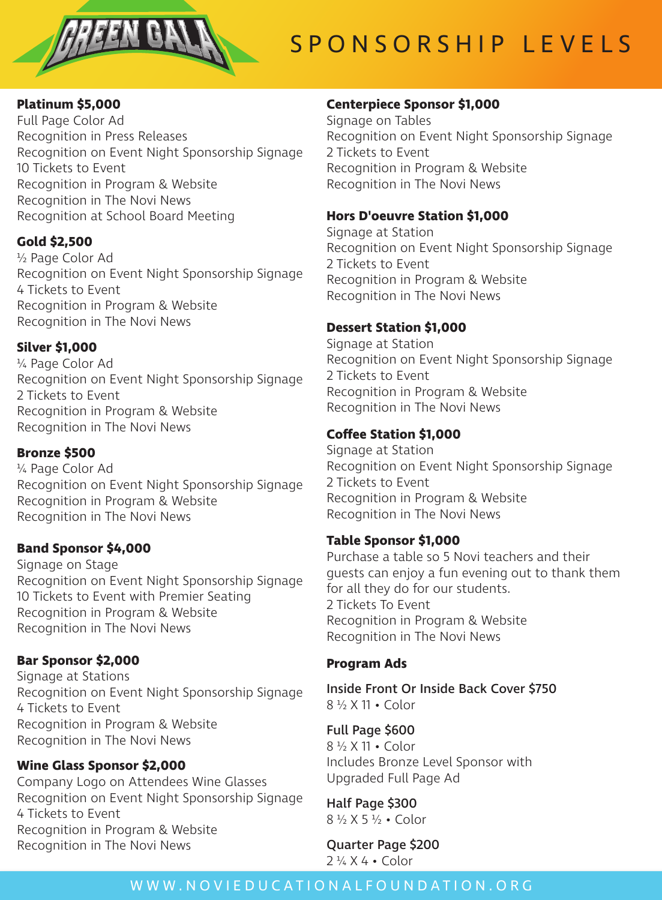GREEN GALA

# SPONSORSHIP LEVELS

**Platinum $5,000**
Full Page Color Ad
Recognition in Press Releases
Recognition on Event Night Sponsorship Signage
10 Tickets to Event
Recognition in Program & Website
Recognition in The Novi News
Recognition at School Board Meeting

**Gold $2,500**
½ Page Color Ad
Recognition on Event Night Sponsorship Signage
4 Tickets to Event
Recognition in Program & Website
Recognition in The Novi News

**Silver $1,000**
¼ Page Color Ad
Recognition on Event Night Sponsorship Signage
2 Tickets to Event
Recognition in Program & Website
Recognition in The Novi News

**Bronze $500**
¼ Page Color Ad
Recognition on Event Night Sponsorship Signage
Recognition in Program & Website
Recognition in The Novi News

**Band Sponsor $4,000**
Signage on Stage
Recognition on Event Night Sponsorship Signage
10 Tickets to Event with Premier Seating
Recognition in Program & Website
Recognition in The Novi News

**Bar Sponsor $2,000**
Signage at Stations
Recognition on Event Night Sponsorship Signage
4 Tickets to Event
Recognition in Program & Website
Recognition in The Novi News

**Wine Glass Sponsor $2,000**
Company Logo on Attendees Wine Glasses
Recognition on Event Night Sponsorship Signage
4 Tickets to Event
Recognition in Program & Website
Recognition in The Novi News

**Centerpiece Sponsor $1,000**
Signage on Tables
Recognition on Event Night Sponsorship Signage
2 Tickets to Event
Recognition in Program & Website
Recognition in The Novi News

**Hors D'oeuvre Station $1,000**
Signage at Station
Recognition on Event Night Sponsorship Signage
2 Tickets to Event
Recognition in Program & Website
Recognition in The Novi News

**Dessert Station $1,000**
Signage at Station
Recognition on Event Night Sponsorship Signage
2 Tickets to Event
Recognition in Program & Website
Recognition in The Novi News

**Coffee Station $1,000**
Signage at Station
Recognition on Event Night Sponsorship Signage
2 Tickets to Event
Recognition in Program & Website
Recognition in The Novi News

**Table Sponsor $1,000**
Purchase a table so 5 Novi teachers and their guests can enjoy a fun evening out to thank them for all they do for our students.
2 Tickets To Event
Recognition in Program & Website
Recognition in The Novi News

**Program Ads**

**Inside Front Or Inside Back Cover $750**
8 ½ X 11 • Color

**Full Page $600**
8 ½ X 11 • Color
Includes Bronze Level Sponsor with Upgraded Full Page Ad

**Half Page $300**
8 ½ X 5 ½ • Color

**Quarter Page $200**
2 ¼ X 4 • Color

WWW.NOVIEDUCATIONALFOUNDATION.ORG